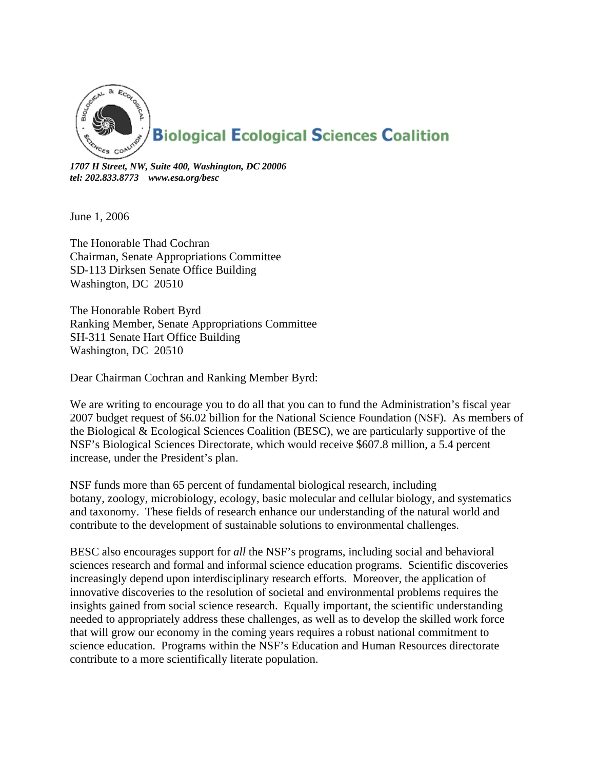# Biological Ecological Sciences Coalition

***1707 H Street, NW, Suite 400, Washington, DC 20006***
***tel: 202.833.8773 www.esa.org/besc***

June 1, 2006

The Honorable Thad Cochran
Chairman, Senate Appropriations Committee
SD-113 Dirksen Senate Office Building
Washington, DC 20510

The Honorable Robert Byrd
Ranking Member, Senate Appropriations Committee
SH-311 Senate Hart Office Building
Washington, DC 20510

Dear Chairman Cochran and Ranking Member Byrd:

We are writing to encourage you to do all that you can to fund the Administration's fiscal year 2007 budget request of $6.02 billion for the National Science Foundation (NSF). As members of the Biological & Ecological Sciences Coalition (BESC), we are particularly supportive of the NSF's Biological Sciences Directorate, which would receive $607.8 million, a 5.4 percent increase, under the President's plan.

NSF funds more than 65 percent of fundamental biological research, including botany, zoology, microbiology, ecology, basic molecular and cellular biology, and systematics and taxonomy. These fields of research enhance our understanding of the natural world and contribute to the development of sustainable solutions to environmental challenges.

BESC also encourages support for *all* the NSF's programs, including social and behavioral sciences research and formal and informal science education programs. Scientific discoveries increasingly depend upon interdisciplinary research efforts. Moreover, the application of innovative discoveries to the resolution of societal and environmental problems requires the insights gained from social science research. Equally important, the scientific understanding needed to appropriately address these challenges, as well as to develop the skilled work force that will grow our economy in the coming years requires a robust national commitment to science education. Programs within the NSF's Education and Human Resources directorate contribute to a more scientifically literate population.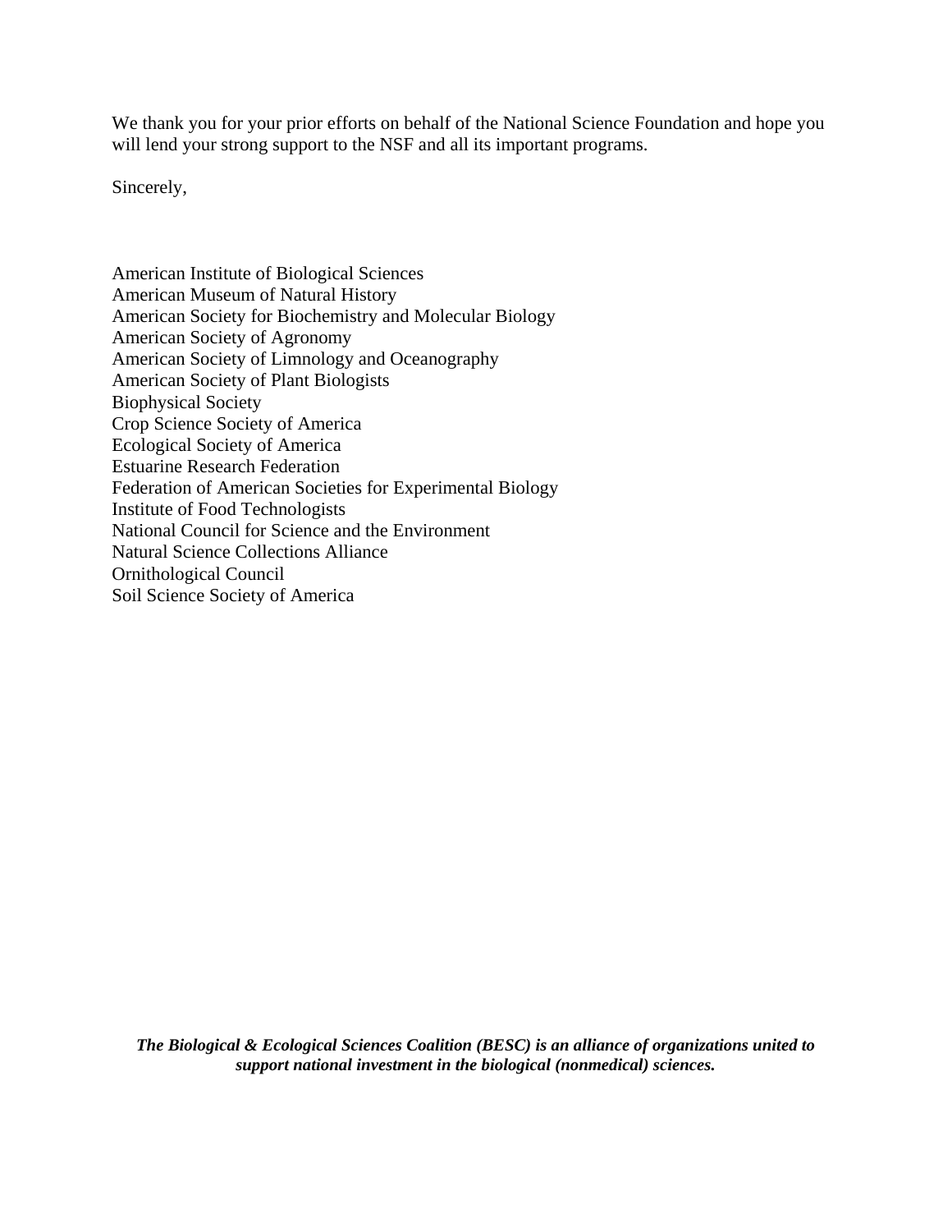We thank you for your prior efforts on behalf of the National Science Foundation and hope you will lend your strong support to the NSF and all its important programs.

Sincerely,

American Institute of Biological Sciences  
American Museum of Natural History  
American Society for Biochemistry and Molecular Biology  
American Society of Agronomy  
American Society of Limnology and Oceanography  
American Society of Plant Biologists  
Biophysical Society  
Crop Science Society of America  
Ecological Society of America  
Estuarine Research Federation  
Federation of American Societies for Experimental Biology  
Institute of Food Technologists  
National Council for Science and the Environment  
Natural Science Collections Alliance  
Ornithological Council  
Soil Science Society of America

***The Biological & Ecological Sciences Coalition (BESC) is an alliance of organizations united to support national investment in the biological (nonmedical) sciences.***